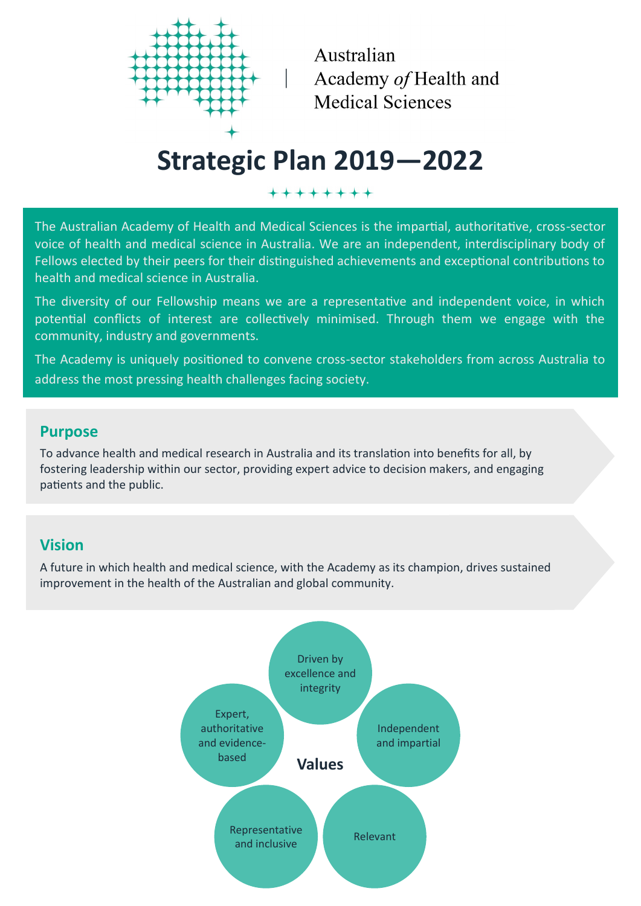Australian Academy *of* Health and Medical Sciences

# Strategic Plan 2019—2022

The Australian Academy of Health and Medical Sciences is the impartial, authoritative, cross-sector voice of health and medical science in Australia. We are an independent, interdisciplinary body of Fellows elected by their peers for their distinguished achievements and exceptional contributions to health and medical science in Australia.

The diversity of our Fellowship means we are a representative and independent voice, in which potential conflicts of interest are collectively minimised. Through them we engage with the community, industry and governments.

The Academy is uniquely positioned to convene cross-sector stakeholders from across Australia to address the most pressing health challenges facing society.

## Purpose

To advance health and medical research in Australia and its translation into benefits for all, by fostering leadership within our sector, providing expert advice to decision makers, and engaging patients and the public.

## Vision

A future in which health and medical science, with the Academy as its champion, drives sustained improvement in the health of the Australian and global community.

## Values

- Driven by excellence and integrity
- Independent and impartial
- Relevant
- Representative and inclusive
- Expert, authoritative and evidence-based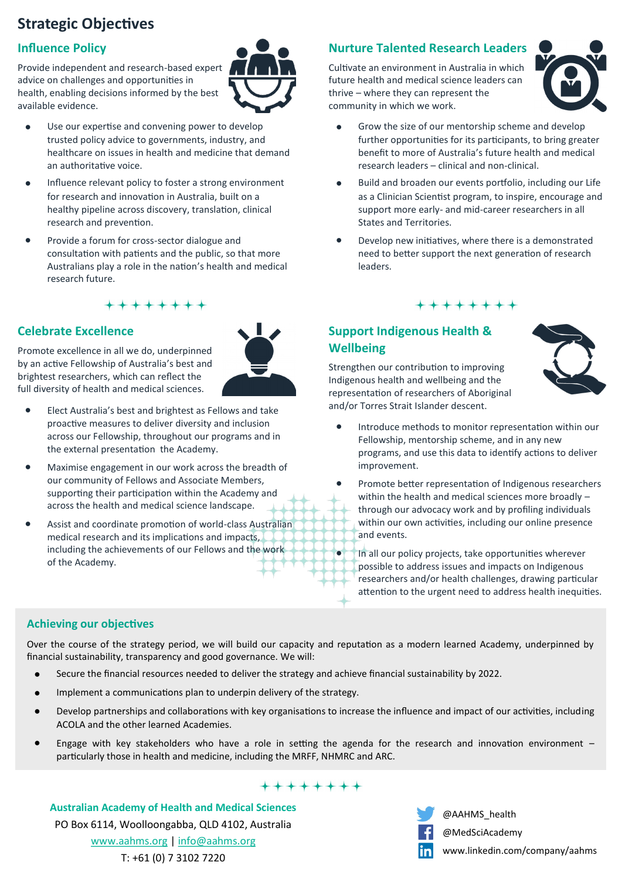# Strategic Objectives

## Influence Policy

Provide independent and research-based expert advice on challenges and opportunities in health, enabling decisions informed by the best available evidence.

- Use our expertise and convening power to develop trusted policy advice to governments, industry, and healthcare on issues in health and medicine that demand an authoritative voice.
- Influence relevant policy to foster a strong environment for research and innovation in Australia, built on a healthy pipeline across discovery, translation, clinical research and prevention.
- Provide a forum for cross-sector dialogue and consultation with patients and the public, so that more Australians play a role in the nation's health and medical research future.

## Celebrate Excellence

Promote excellence in all we do, underpinned by an active Fellowship of Australia's best and brightest researchers, which can reflect the full diversity of health and medical sciences.

- Elect Australia's best and brightest as Fellows and take proactive measures to deliver diversity and inclusion across our Fellowship, throughout our programs and in the external presentation the Academy.
- Maximise engagement in our work across the breadth of our community of Fellows and Associate Members, supporting their participation within the Academy and across the health and medical science landscape.
- Assist and coordinate promotion of world-class Australian medical research and its implications and impacts, including the achievements of our Fellows and the work of the Academy.

## Nurture Talented Research Leaders

Cultivate an environment in Australia in which future health and medical science leaders can thrive – where they can represent the community in which we work.

- Grow the size of our mentorship scheme and develop further opportunities for its participants, to bring greater benefit to more of Australia's future health and medical research leaders – clinical and non-clinical.
- Build and broaden our events portfolio, including our Life as a Clinician Scientist program, to inspire, encourage and support more early- and mid-career researchers in all States and Territories.
- Develop new initiatives, where there is a demonstrated need to better support the next generation of research leaders.

## Support Indigenous Health & Wellbeing

Strengthen our contribution to improving Indigenous health and wellbeing and the representation of researchers of Aboriginal and/or Torres Strait Islander descent.

- Introduce methods to monitor representation within our Fellowship, mentorship scheme, and in any new programs, and use this data to identify actions to deliver improvement.
- Promote better representation of Indigenous researchers within the health and medical sciences more broadly – through our advocacy work and by profiling individuals within our own activities, including our online presence and events.
- In all our policy projects, take opportunities wherever possible to address issues and impacts on Indigenous researchers and/or health challenges, drawing particular attention to the urgent need to address health inequities.

## Achieving our objectives

Over the course of the strategy period, we will build our capacity and reputation as a modern learned Academy, underpinned by financial sustainability, transparency and good governance. We will:

- Secure the financial resources needed to deliver the strategy and achieve financial sustainability by 2022.
- Implement a communications plan to underpin delivery of the strategy.
- Develop partnerships and collaborations with key organisations to increase the influence and impact of our activities, including ACOLA and the other learned Academies.
- Engage with key stakeholders who have a role in setting the agenda for the research and innovation environment – particularly those in health and medicine, including the MRFF, NHMRC and ARC.

**Australian Academy of Health and Medical Sciences**
PO Box 6114, Woolloongabba, QLD 4102, Australia
www.aahms.org | info@aahms.org
T: +61 (0) 7 3102 7220

@AAHMS_health
@MedSciAcademy
www.linkedin.com/company/aahms